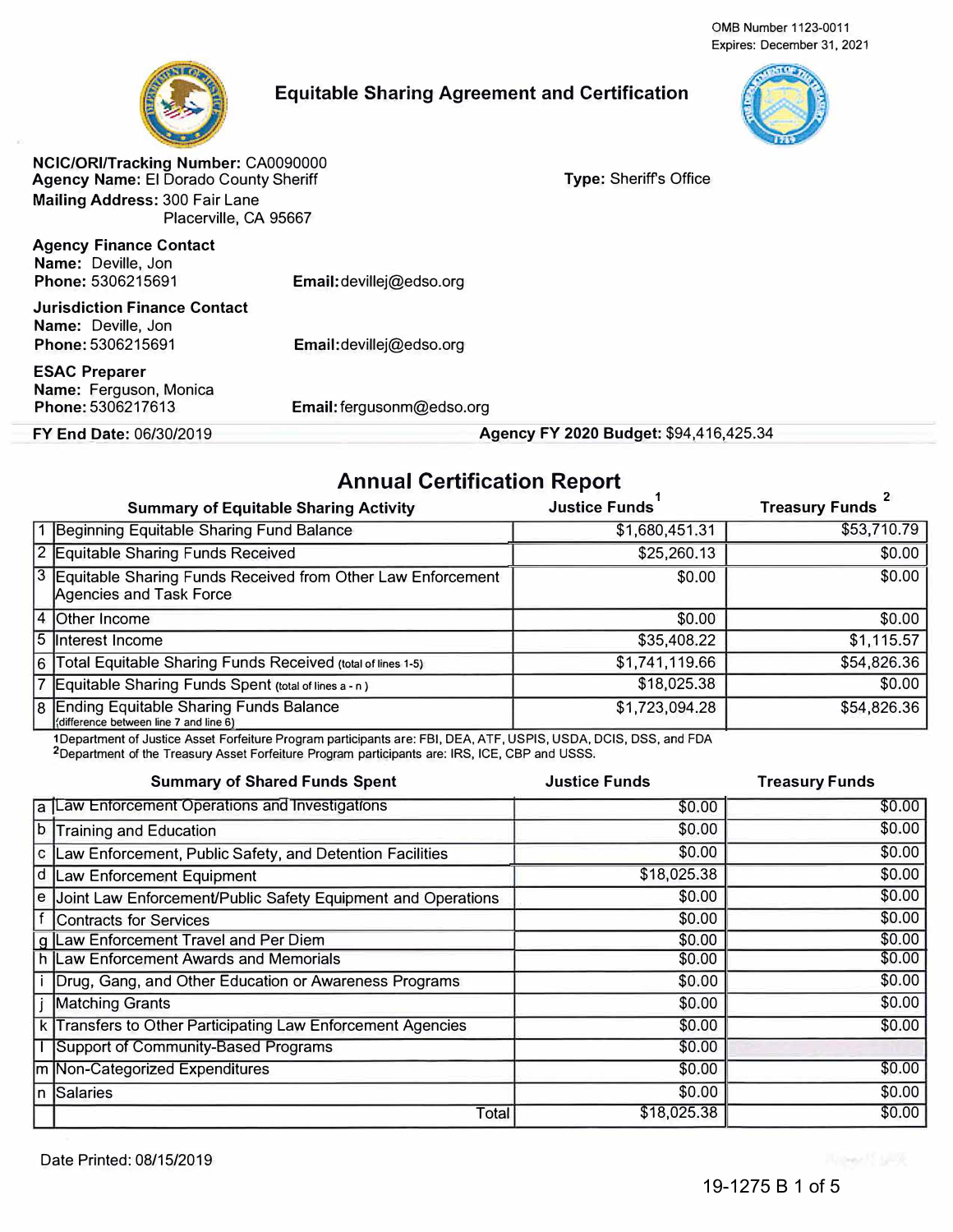OMB Number 1123-0011
Expires: December 31, 2021

# Equitable Sharing Agreement and Certification

**NCIC/ORI/Tracking Number:** CA0090000
**Agency Name:** El Dorado County Sheriff
**Type:** Sheriff's Office
**Mailing Address:** 300 Fair Lane
Placerville, CA 95667

**Agency Finance Contact**
**Name:** Deville, Jon
**Phone:** 5306215691
**Email:** devillej@edso.org

**Jurisdiction Finance Contact**
**Name:** Deville, Jon
**Phone:** 5306215691
**Email:** devillej@edso.org

**ESAC Preparer**
**Name:** Ferguson, Monica
**Phone:** 5306217613
**Email:** fergusonm@edso.org

**FY End Date:** 06/30/2019
**Agency FY 2020 Budget:** $94,416,425.34

## Annual Certification Report

| | Summary of Equitable Sharing Activity | Justice Funds[1] | Treasury Funds[2] |
|---|---|---|---|
| 1 | Beginning Equitable Sharing Fund Balance | $1,680,451.31 | $53,710.79 |
| 2 | Equitable Sharing Funds Received | $25,260.13 | $0.00 |
| 3 | Equitable Sharing Funds Received from Other Law Enforcement Agencies and Task Force | $0.00 | $0.00 |
| 4 | Other Income | $0.00 | $0.00 |
| 5 | Interest Income | $35,408.22 | $1,115.57 |
| 6 | Total Equitable Sharing Funds Received (total of lines 1-5) | $1,741,119.66 | $54,826.36 |
| 7 | Equitable Sharing Funds Spent (total of lines a - n ) | $18,025.38 | $0.00 |
| 8 | Ending Equitable Sharing Funds Balance (difference between line 7 and line 6) | $1,723,094.28 | $54,826.36 |

[1]Department of Justice Asset Forfeiture Program participants are: FBI, DEA, ATF, USPIS, USDA, DCIS, DSS, and FDA
[2]Department of the Treasury Asset Forfeiture Program participants are: IRS, ICE, CBP and USSS.

| | Summary of Shared Funds Spent | Justice Funds | Treasury Funds |
|---|---|---|---|
| a | Law Enforcement Operations and Investigations | $0.00 | $0.00 |
| b | Training and Education | $0.00 | $0.00 |
| c | Law Enforcement, Public Safety, and Detention Facilities | $0.00 | $0.00 |
| d | Law Enforcement Equipment | $18,025.38 | $0.00 |
| e | Joint Law Enforcement/Public Safety Equipment and Operations | $0.00 | $0.00 |
| f | Contracts for Services | $0.00 | $0.00 |
| g | Law Enforcement Travel and Per Diem | $0.00 | $0.00 |
| h | Law Enforcement Awards and Memorials | $0.00 | $0.00 |
| i | Drug, Gang, and Other Education or Awareness Programs | $0.00 | $0.00 |
| j | Matching Grants | $0.00 | $0.00 |
| k | Transfers to Other Participating Law Enforcement Agencies | $0.00 | $0.00 |
| l | Support of Community-Based Programs | $0.00 | |
| m | Non-Categorized Expenditures | $0.00 | $0.00 |
| n | Salaries | $0.00 | $0.00 |
| | Total | $18,025.38 | $0.00 |

Date Printed: 08/15/2019

19-1275 B 1 of 5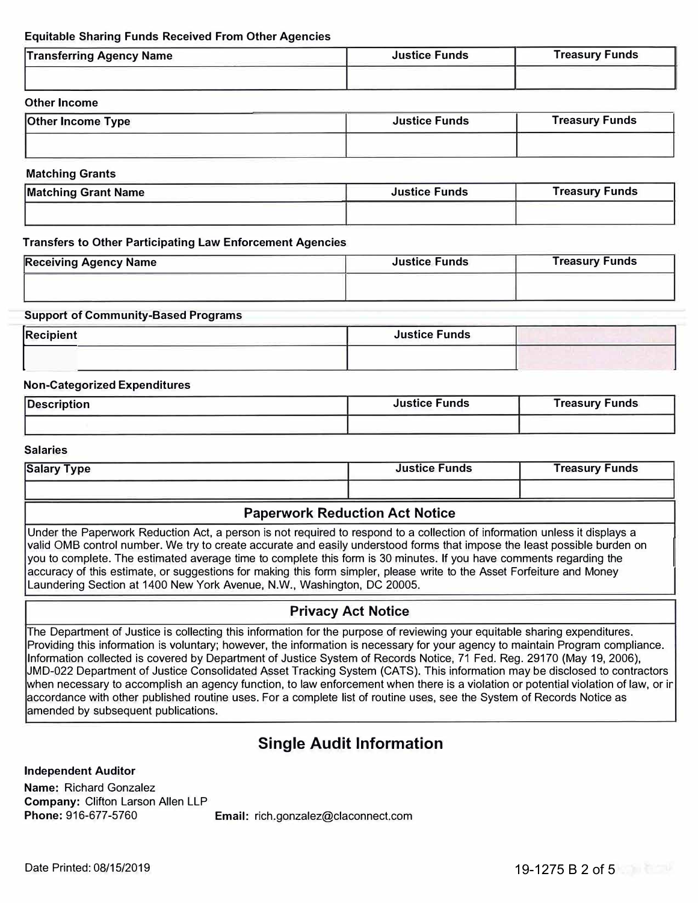**Equitable Sharing Funds Received From Other Agencies**

| Transferring Agency Name | Justice Funds | Treasury Funds |
| --- | --- | --- |
| | | |

**Other Income**

| Other Income Type | Justice Funds | Treasury Funds |
| --- | --- | --- |
| | | |

**Matching Grants**

| Matching Grant Name | Justice Funds | Treasury Funds |
| --- | --- | --- |
| | | |

**Transfers to Other Participating Law Enforcement Agencies**

| Receiving Agency Name | Justice Funds | Treasury Funds |
| --- | --- | --- |
| | | |

**Support of Community-Based Programs**

| Recipient | Justice Funds | |
| --- | --- | --- |
| | | |

**Non-Categorized Expenditures**

| Description | Justice Funds | Treasury Funds |
| --- | --- | --- |
| | | |

**Salaries**

| Salary Type | Justice Funds | Treasury Funds |
| --- | --- | --- |
| | | |

### Paperwork Reduction Act Notice

Under the Paperwork Reduction Act, a person is not required to respond to a collection of information unless it displays a valid OMB control number. We try to create accurate and easily understood forms that impose the least possible burden on you to complete. The estimated average time to complete this form is 30 minutes. If you have comments regarding the accuracy of this estimate, or suggestions for making this form simpler, please write to the Asset Forfeiture and Money Laundering Section at 1400 New York Avenue, N.W., Washington, DC 20005.

### Privacy Act Notice

The Department of Justice is collecting this information for the purpose of reviewing your equitable sharing expenditures. Providing this information is voluntary; however, the information is necessary for your agency to maintain Program compliance. Information collected is covered by Department of Justice System of Records Notice, 71 Fed. Reg. 29170 (May 19, 2006), JMD-022 Department of Justice Consolidated Asset Tracking System (CATS). This information may be disclosed to contractors when necessary to accomplish an agency function, to law enforcement when there is a violation or potential violation of law, or in accordance with other published routine uses. For a complete list of routine uses, see the System of Records Notice as amended by subsequent publications.

## Single Audit Information

**Independent Auditor**

**Name:** Richard Gonzalez
**Company:** Clifton Larson Allen LLP
**Phone:** 916-677-5760 **Email:** rich.gonzalez@claconnect.com

Date Printed: 08/15/2019

19-1275 B 2 of 5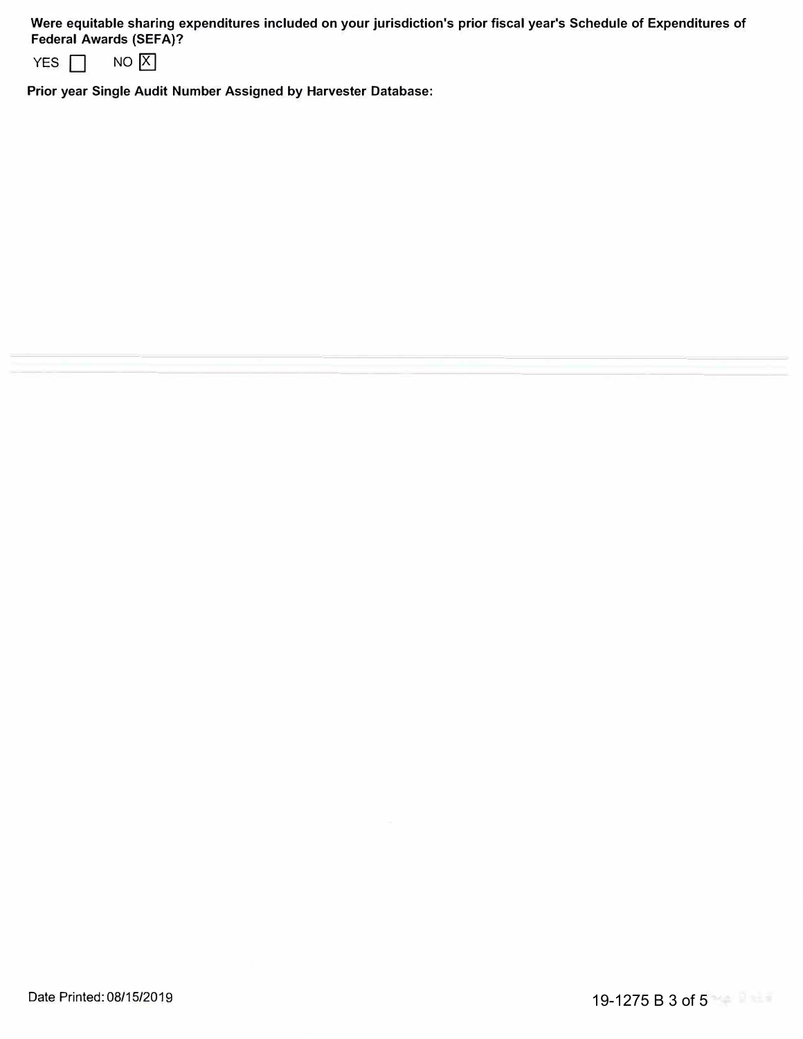**Were equitable sharing expenditures included on your jurisdiction's prior fiscal year's Schedule of Expenditures of Federal Awards (SEFA)?**

YES ☐ NO ☒

**Prior year Single Audit Number Assigned by Harvester Database:**

Date Printed: 08/15/2019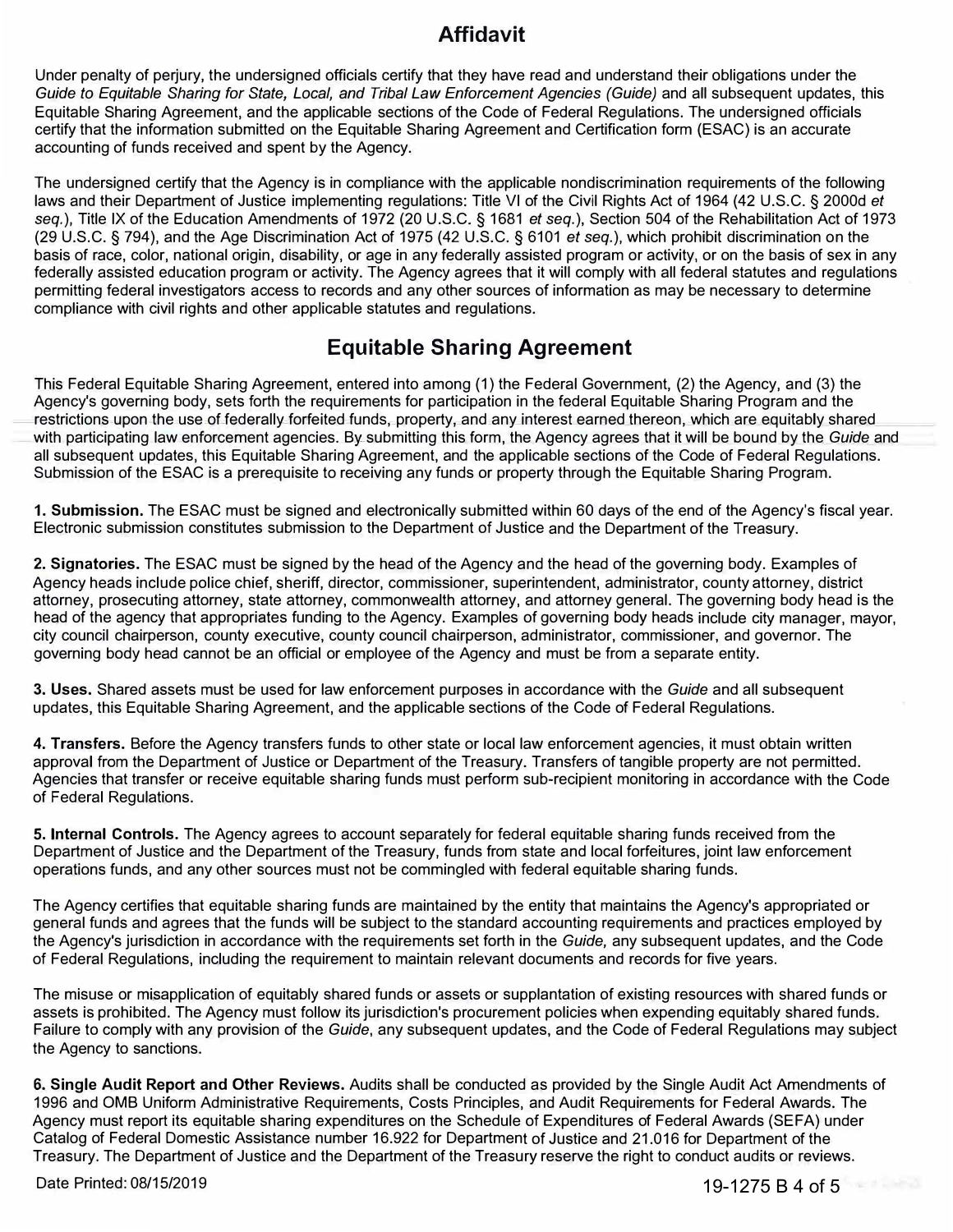# Affidavit

Under penalty of perjury, the undersigned officials certify that they have read and understand their obligations under the *Guide to Equitable Sharing for State, Local, and Tribal Law Enforcement Agencies (Guide)* and all subsequent updates, this Equitable Sharing Agreement, and the applicable sections of the Code of Federal Regulations. The undersigned officials certify that the information submitted on the Equitable Sharing Agreement and Certification form (ESAC) is an accurate accounting of funds received and spent by the Agency.

The undersigned certify that the Agency is in compliance with the applicable nondiscrimination requirements of the following laws and their Department of Justice implementing regulations: Title VI of the Civil Rights Act of 1964 (42 U.S.C. § 2000d *et seq.*), Title IX of the Education Amendments of 1972 (20 U.S.C. § 1681 *et seq.*), Section 504 of the Rehabilitation Act of 1973 (29 U.S.C. § 794), and the Age Discrimination Act of 1975 (42 U.S.C. § 6101 *et seq.*), which prohibit discrimination on the basis of race, color, national origin, disability, or age in any federally assisted program or activity, or on the basis of sex in any federally assisted education program or activity. The Agency agrees that it will comply with all federal statutes and regulations permitting federal investigators access to records and any other sources of information as may be necessary to determine compliance with civil rights and other applicable statutes and regulations.

# Equitable Sharing Agreement

This Federal Equitable Sharing Agreement, entered into among (1) the Federal Government, (2) the Agency, and (3) the Agency's governing body, sets forth the requirements for participation in the federal Equitable Sharing Program and the restrictions upon the use of federally forfeited funds, property, and any interest earned thereon, which are equitably shared with participating law enforcement agencies. By submitting this form, the Agency agrees that it will be bound by the *Guide* and all subsequent updates, this Equitable Sharing Agreement, and the applicable sections of the Code of Federal Regulations. Submission of the ESAC is a prerequisite to receiving any funds or property through the Equitable Sharing Program.

**1. Submission.** The ESAC must be signed and electronically submitted within 60 days of the end of the Agency's fiscal year. Electronic submission constitutes submission to the Department of Justice and the Department of the Treasury.

**2. Signatories.** The ESAC must be signed by the head of the Agency and the head of the governing body. Examples of Agency heads include police chief, sheriff, director, commissioner, superintendent, administrator, county attorney, district attorney, prosecuting attorney, state attorney, commonwealth attorney, and attorney general. The governing body head is the head of the agency that appropriates funding to the Agency. Examples of governing body heads include city manager, mayor, city council chairperson, county executive, county council chairperson, administrator, commissioner, and governor. The governing body head cannot be an official or employee of the Agency and must be from a separate entity.

**3. Uses.** Shared assets must be used for law enforcement purposes in accordance with the *Guide* and all subsequent updates, this Equitable Sharing Agreement, and the applicable sections of the Code of Federal Regulations.

**4. Transfers.** Before the Agency transfers funds to other state or local law enforcement agencies, it must obtain written approval from the Department of Justice or Department of the Treasury. Transfers of tangible property are not permitted. Agencies that transfer or receive equitable sharing funds must perform sub-recipient monitoring in accordance with the Code of Federal Regulations.

**5. Internal Controls.** The Agency agrees to account separately for federal equitable sharing funds received from the Department of Justice and the Department of the Treasury, funds from state and local forfeitures, joint law enforcement operations funds, and any other sources must not be commingled with federal equitable sharing funds.

The Agency certifies that equitable sharing funds are maintained by the entity that maintains the Agency's appropriated or general funds and agrees that the funds will be subject to the standard accounting requirements and practices employed by the Agency's jurisdiction in accordance with the requirements set forth in the *Guide,* any subsequent updates, and the Code of Federal Regulations, including the requirement to maintain relevant documents and records for five years.

The misuse or misapplication of equitably shared funds or assets or supplantation of existing resources with shared funds or assets is prohibited. The Agency must follow its jurisdiction's procurement policies when expending equitably shared funds. Failure to comply with any provision of the *Guide*, any subsequent updates, and the Code of Federal Regulations may subject the Agency to sanctions.

**6. Single Audit Report and Other Reviews.** Audits shall be conducted as provided by the Single Audit Act Amendments of 1996 and OMB Uniform Administrative Requirements, Costs Principles, and Audit Requirements for Federal Awards. The Agency must report its equitable sharing expenditures on the Schedule of Expenditures of Federal Awards (SEFA) under Catalog of Federal Domestic Assistance number 16.922 for Department of Justice and 21.016 for Department of the Treasury. The Department of Justice and the Department of the Treasury reserve the right to conduct audits or reviews.

Date Printed: 08/15/2019

19-1275 B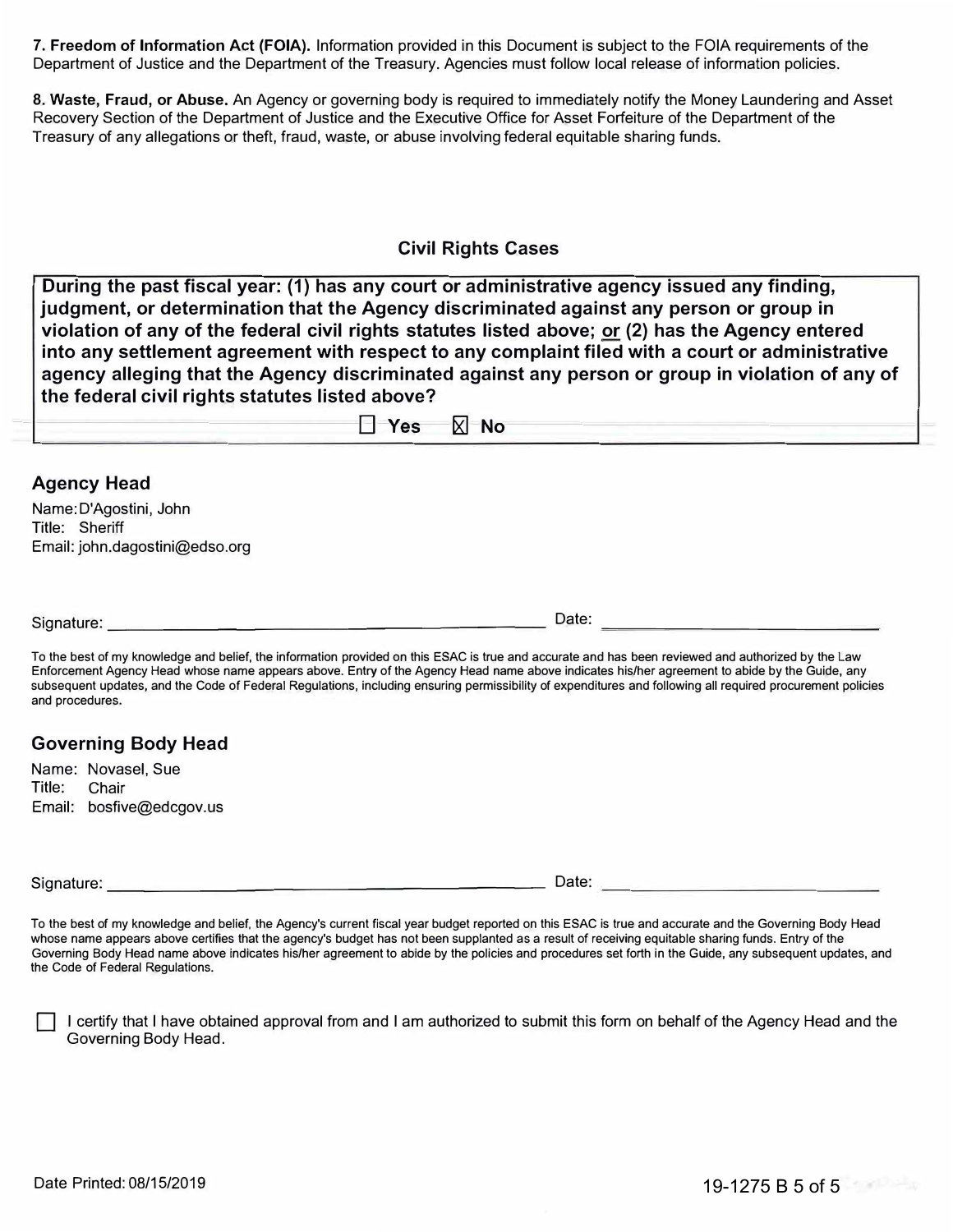**7. Freedom of Information Act (FOIA).** Information provided in this Document is subject to the FOIA requirements of the Department of Justice and the Department of the Treasury. Agencies must follow local release of information policies.

**8. Waste, Fraud, or Abuse.** An Agency or governing body is required to immediately notify the Money Laundering and Asset Recovery Section of the Department of Justice and the Executive Office for Asset Forfeiture of the Department of the Treasury of any allegations or theft, fraud, waste, or abuse involving federal equitable sharing funds.

### Civil Rights Cases

**During the past fiscal year: (1) has any court or administrative agency issued any finding, judgment, or determination that the Agency discriminated against any person or group in violation of any of the federal civil rights statutes listed above; or (2) has the Agency entered into any settlement agreement with respect to any complaint filed with a court or administrative agency alleging that the Agency discriminated against any person or group in violation of any of the federal civil rights statutes listed above?**

☐ **Yes** ☒ **No**

## Agency Head

Name: D'Agostini, John
Title: Sheriff
Email: john.dagostini@edso.org

Signature: ______________________________ Date: ____________________

To the best of my knowledge and belief, the information provided on this ESAC is true and accurate and has been reviewed and authorized by the Law Enforcement Agency Head whose name appears above. Entry of the Agency Head name above indicates his/her agreement to abide by the Guide, any subsequent updates, and the Code of Federal Regulations, including ensuring permissibility of expenditures and following all required procurement policies and procedures.

## Governing Body Head

Name: Novasel, Sue
Title: Chair
Email: bosfive@edcgov.us

Signature: ______________________________ Date: ____________________

To the best of my knowledge and belief, the Agency's current fiscal year budget reported on this ESAC is true and accurate and the Governing Body Head whose name appears above certifies that the agency's budget has not been supplanted as a result of receiving equitable sharing funds. Entry of the Governing Body Head name above indicates his/her agreement to abide by the policies and procedures set forth in the Guide, any subsequent updates, and the Code of Federal Regulations.

☐ I certify that I have obtained approval from and I am authorized to submit this form on behalf of the Agency Head and the Governing Body Head.

Date Printed: 08/15/2019

19-1275 B 5 of 5